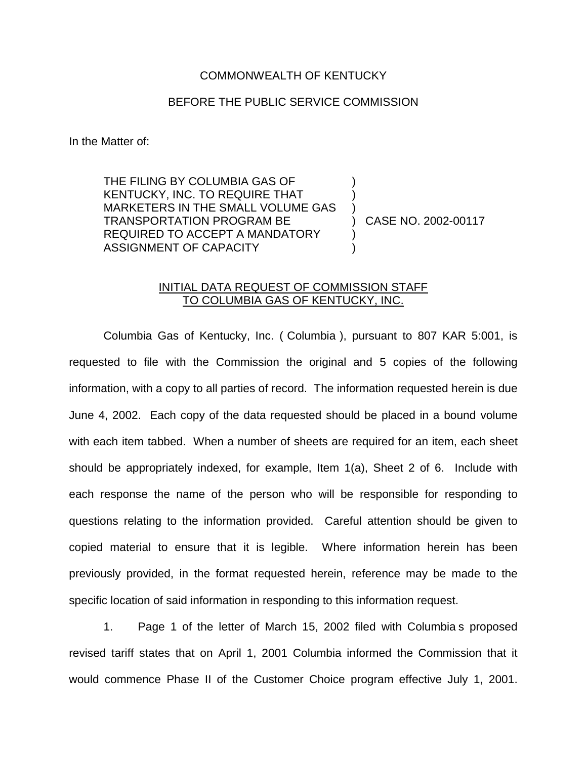COMMONWEALTH OF KENTUCKY

BEFORE THE PUBLIC SERVICE COMMISSION

In the Matter of:

| | | |
|---|---|---|
| THE FILING BY COLUMBIA GAS OF KENTUCKY, INC. TO REQUIRE THAT MARKETERS IN THE SMALL VOLUME GAS TRANSPORTATION PROGRAM BE REQUIRED TO ACCEPT A MANDATORY ASSIGNMENT OF CAPACITY | ) | CASE NO. 2002-00117 |

INITIAL DATA REQUEST OF COMMISSION STAFF TO COLUMBIA GAS OF KENTUCKY, INC.

Columbia Gas of Kentucky, Inc. ( Columbia ), pursuant to 807 KAR 5:001, is requested to file with the Commission the original and 5 copies of the following information, with a copy to all parties of record. The information requested herein is due June 4, 2002. Each copy of the data requested should be placed in a bound volume with each item tabbed. When a number of sheets are required for an item, each sheet should be appropriately indexed, for example, Item 1(a), Sheet 2 of 6. Include with each response the name of the person who will be responsible for responding to questions relating to the information provided. Careful attention should be given to copied material to ensure that it is legible. Where information herein has been previously provided, in the format requested herein, reference may be made to the specific location of said information in responding to this information request.

1. Page 1 of the letter of March 15, 2002 filed with Columbia s proposed revised tariff states that on April 1, 2001 Columbia informed the Commission that it would commence Phase II of the Customer Choice program effective July 1, 2001.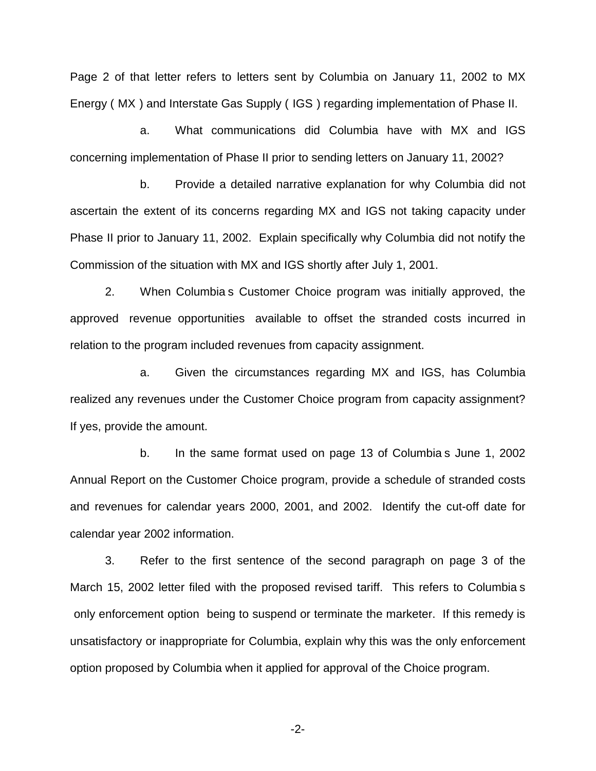Page 2 of that letter refers to letters sent by Columbia on January 11, 2002 to MX Energy ( MX ) and Interstate Gas Supply ( IGS ) regarding implementation of Phase II.

a. What communications did Columbia have with MX and IGS concerning implementation of Phase II prior to sending letters on January 11, 2002?

b. Provide a detailed narrative explanation for why Columbia did not ascertain the extent of its concerns regarding MX and IGS not taking capacity under Phase II prior to January 11, 2002. Explain specifically why Columbia did not notify the Commission of the situation with MX and IGS shortly after July 1, 2001.

2. When Columbia s Customer Choice program was initially approved, the approved revenue opportunities available to offset the stranded costs incurred in relation to the program included revenues from capacity assignment.

a. Given the circumstances regarding MX and IGS, has Columbia realized any revenues under the Customer Choice program from capacity assignment? If yes, provide the amount.

b. In the same format used on page 13 of Columbia s June 1, 2002 Annual Report on the Customer Choice program, provide a schedule of stranded costs and revenues for calendar years 2000, 2001, and 2002. Identify the cut-off date for calendar year 2002 information.

3. Refer to the first sentence of the second paragraph on page 3 of the March 15, 2002 letter filed with the proposed revised tariff. This refers to Columbia s only enforcement option being to suspend or terminate the marketer. If this remedy is unsatisfactory or inappropriate for Columbia, explain why this was the only enforcement option proposed by Columbia when it applied for approval of the Choice program.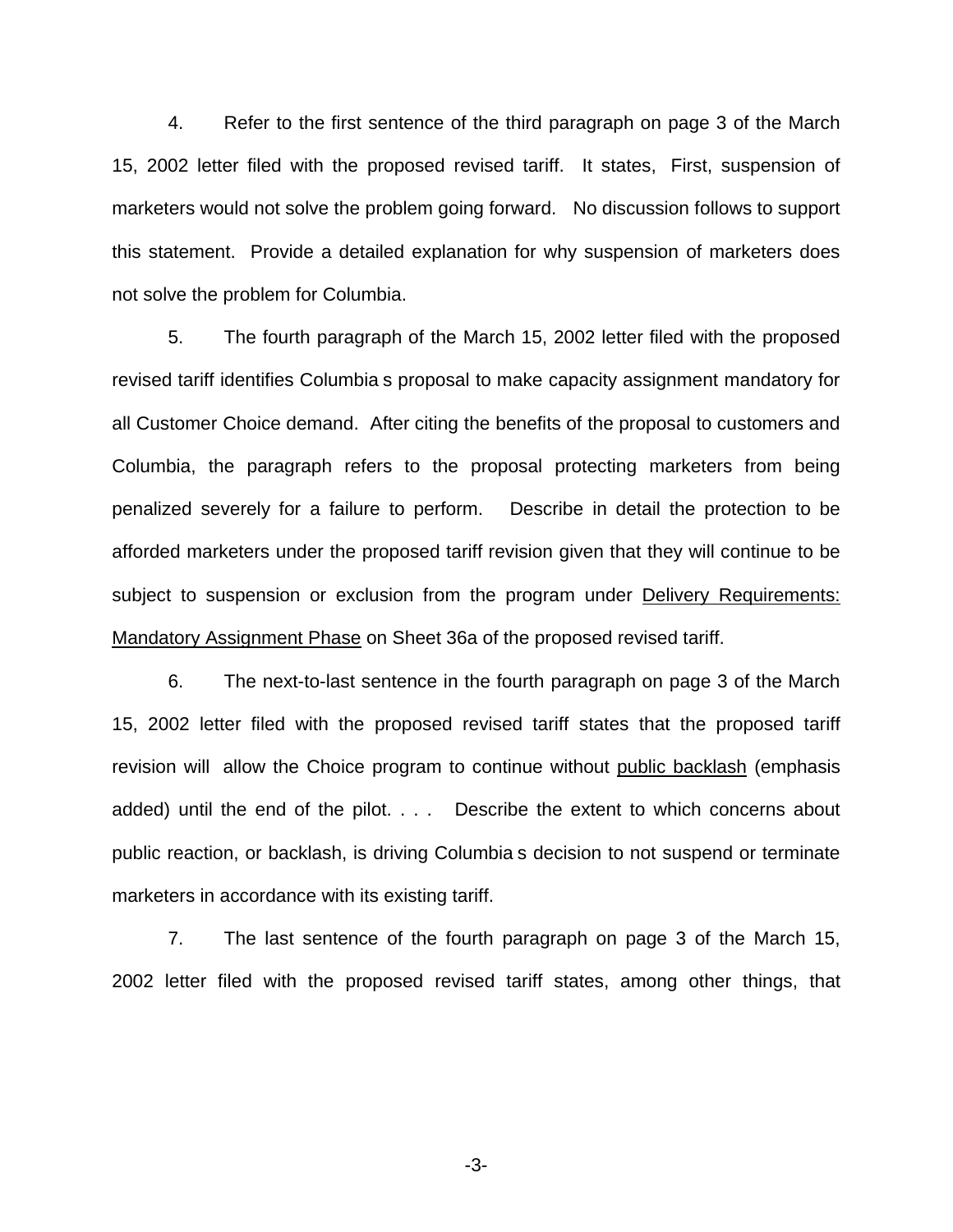4. Refer to the first sentence of the third paragraph on page 3 of the March 15, 2002 letter filed with the proposed revised tariff. It states, First, suspension of marketers would not solve the problem going forward. No discussion follows to support this statement. Provide a detailed explanation for why suspension of marketers does not solve the problem for Columbia.

5. The fourth paragraph of the March 15, 2002 letter filed with the proposed revised tariff identifies Columbia s proposal to make capacity assignment mandatory for all Customer Choice demand. After citing the benefits of the proposal to customers and Columbia, the paragraph refers to the proposal protecting marketers from being penalized severely for a failure to perform. Describe in detail the protection to be afforded marketers under the proposed tariff revision given that they will continue to be subject to suspension or exclusion from the program under <u>Delivery Requirements: Mandatory Assignment Phase</u> on Sheet 36a of the proposed revised tariff.

6. The next-to-last sentence in the fourth paragraph on page 3 of the March 15, 2002 letter filed with the proposed revised tariff states that the proposed tariff revision will allow the Choice program to continue without <u>public backlash</u> (emphasis added) until the end of the pilot. . . . Describe the extent to which concerns about public reaction, or backlash, is driving Columbia s decision to not suspend or terminate marketers in accordance with its existing tariff.

7. The last sentence of the fourth paragraph on page 3 of the March 15, 2002 letter filed with the proposed revised tariff states, among other things, that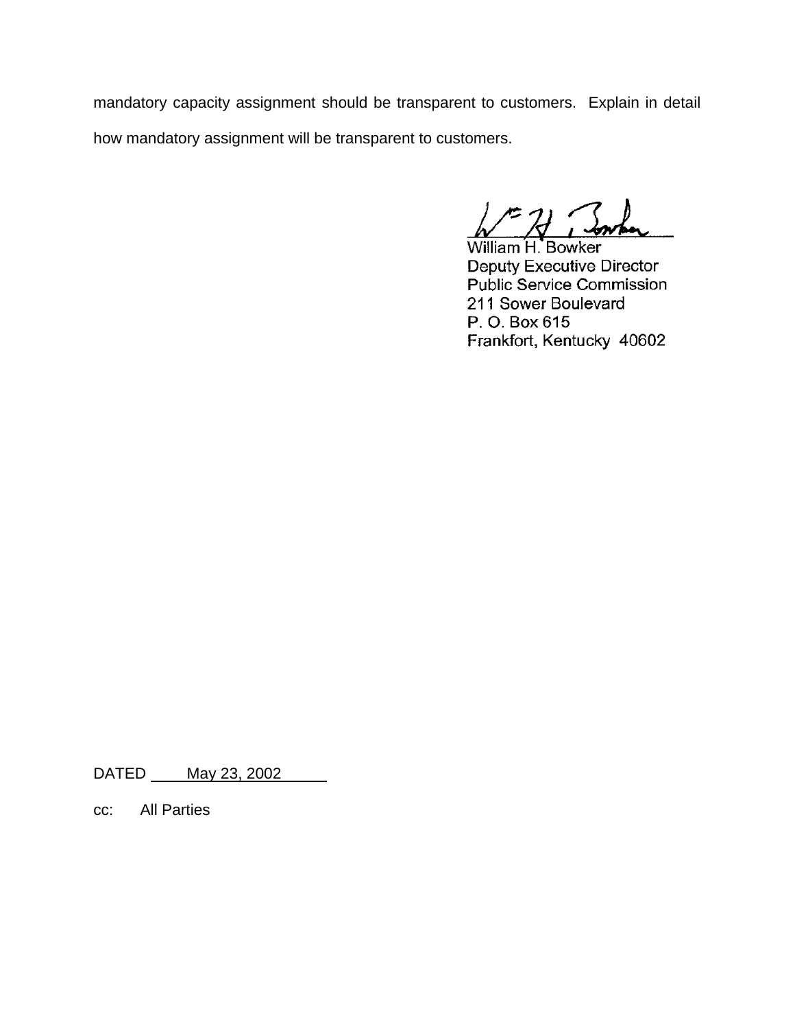mandatory capacity assignment should be transparent to customers. Explain in detail how mandatory assignment will be transparent to customers.

William H. Bowker
Deputy Executive Director
Public Service Commission
211 Sower Boulevard
P. O. Box 615
Frankfort, Kentucky 40602

DATED May 23, 2002

cc: All Parties